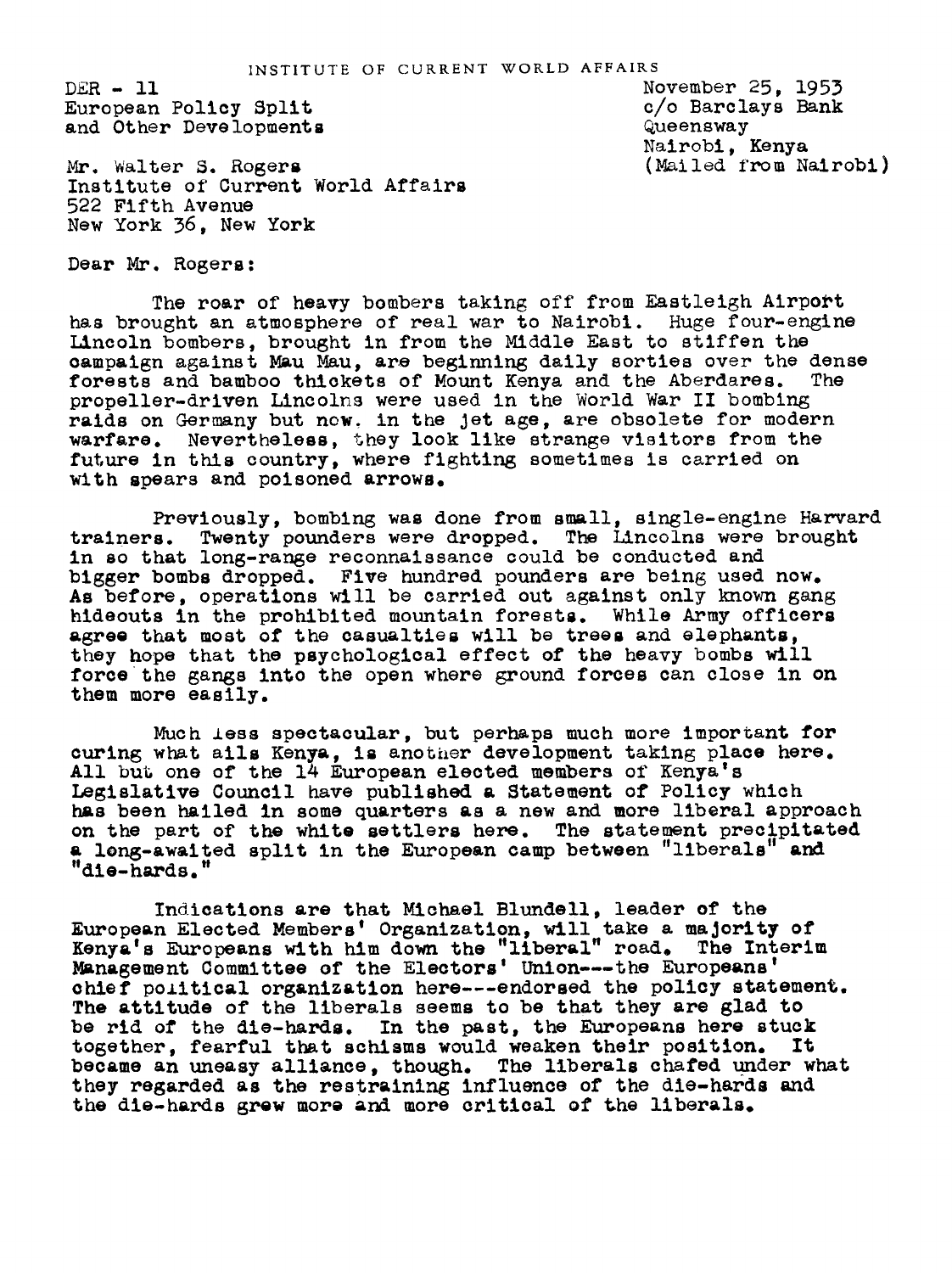INSTITUTE OF CURRENT WORLD AFFAIRS

DER - 11
European Policy Split
and Other Developments

November 25, 1953
c/o Barclays Bank
Queensway
Nairobi, Kenya
(Mailed from Nairobi)

Mr. Walter S. Rogers
Institute of Current World Affairs
522 Fifth Avenue
New York 36, New York

Dear Mr. Rogers:

The roar of heavy bombers taking off from Eastleigh Airport has brought an atmosphere of real war to Nairobi. Huge four-engine Lincoln bombers, brought in from the Middle East to stiffen the campaign against Mau Mau, are beginning daily sorties over the dense forests and bamboo thickets of Mount Kenya and the Aberdares. The propeller-driven Lincolns were used in the World War II bombing raids on Germany but now. in the jet age, are obsolete for modern warfare. Nevertheless, they look like strange visitors from the future in this country, where fighting sometimes is carried on with spears and poisoned arrows.

Previously, bombing was done from small, single-engine Harvard trainers. Twenty pounders were dropped. The Lincolns were brought in so that long-range reconnaissance could be conducted and bigger bombs dropped. Five hundred pounders are being used now. As before, operations will be carried out against only known gang hideouts in the prohibited mountain forests. While Army officers agree that most of the casualties will be trees and elephants, they hope that the psychological effect of the heavy bombs will force the gangs into the open where ground forces can close in on them more easily.

Much less spectacular, but perhaps much more important for curing what ails Kenya, is another development taking place here. All but one of the 14 European elected members of Kenya's Legislative Council have published a Statement of Policy which has been hailed in some quarters as a new and more liberal approach on the part of the white settlers here. The statement precipitated a long-awaited split in the European camp between "liberals" and "die-hards."

Indications are that Michael Blundell, leader of the European Elected Members' Organization, will take a majority of Kenya's Europeans with him down the "liberal" road. The Interim Management Committee of the Electors' Union---the Europeans' chief political organization here---endorsed the policy statement. The attitude of the liberals seems to be that they are glad to be rid of the die-hards. In the past, the Europeans here stuck together, fearful that schisms would weaken their position. It became an uneasy alliance, though. The liberals chafed under what they regarded as the restraining influence of the die-hards and the die-hards grew more and more critical of the liberals.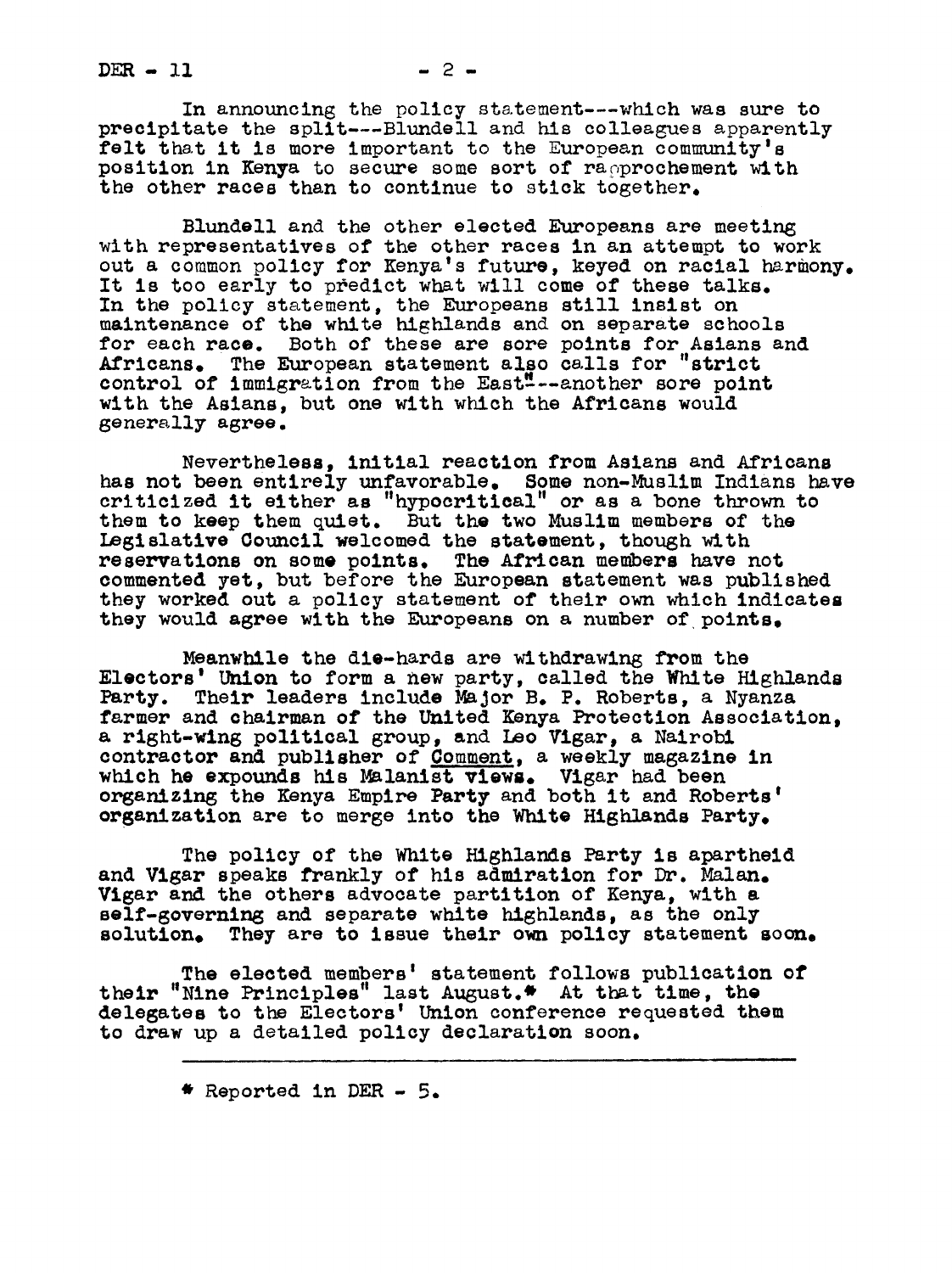In announcing the policy statement---which was sure to precipitate the split---Blundell and his colleagues apparently felt that it is more important to the European community's position in Kenya to secure some sort of rapprochement with the other races than to continue to stick together.

Blundell and the other elected Europeans are meeting with representatives of the other races in an attempt to work out a common policy for Kenya's future, keyed on racial harmony. It is too early to predict what will come of these talks. In the policy statement, the Europeans still insist on maintenance of the white highlands and on separate schools for each race. Both of these are sore points for Asians and Africans. The European statement also calls for "strict control of immigration from the East"--another sore point with the Asians, but one with which the Africans would generally agree.

Nevertheless, initial reaction from Asians and Africans has not been entirely unfavorable. Some non-Muslim Indians have criticized it either as "hypocritical" or as a bone thrown to them to keep them quiet. But the two Muslim members of the Legislative Council welcomed the statement, though with reservations on some points. The African members have not commented yet, but before the European statement was published they worked out a policy statement of their own which indicates they would agree with the Europeans on a number of points.

Meanwhile the die-hards are withdrawing from the Electors' Union to form a new party, called the White Highlands Party. Their leaders include Major B. P. Roberts, a Nyanza farmer and chairman of the United Kenya Protection Association, a right-wing political group, and Leo Vigar, a Nairobi contractor and publisher of Comment, a weekly magazine in which he expounds his Malanist views. Vigar had been organizing the Kenya Empire Party and both it and Roberts' organization are to merge into the White Highlands Party.

The policy of the White Highlands Party is apartheid and Vigar speaks frankly of his admiration for Dr. Malan. Vigar and the others advocate partition of Kenya, with a self-governing and separate white highlands, as the only solution. They are to issue their own policy statement soon.

The elected members' statement follows publication of their "Nine Principles" last August.* At that time, the delegates to the Electors' Union conference requested them to draw up a detailed policy declaration soon.

---

* Reported in DER - 5.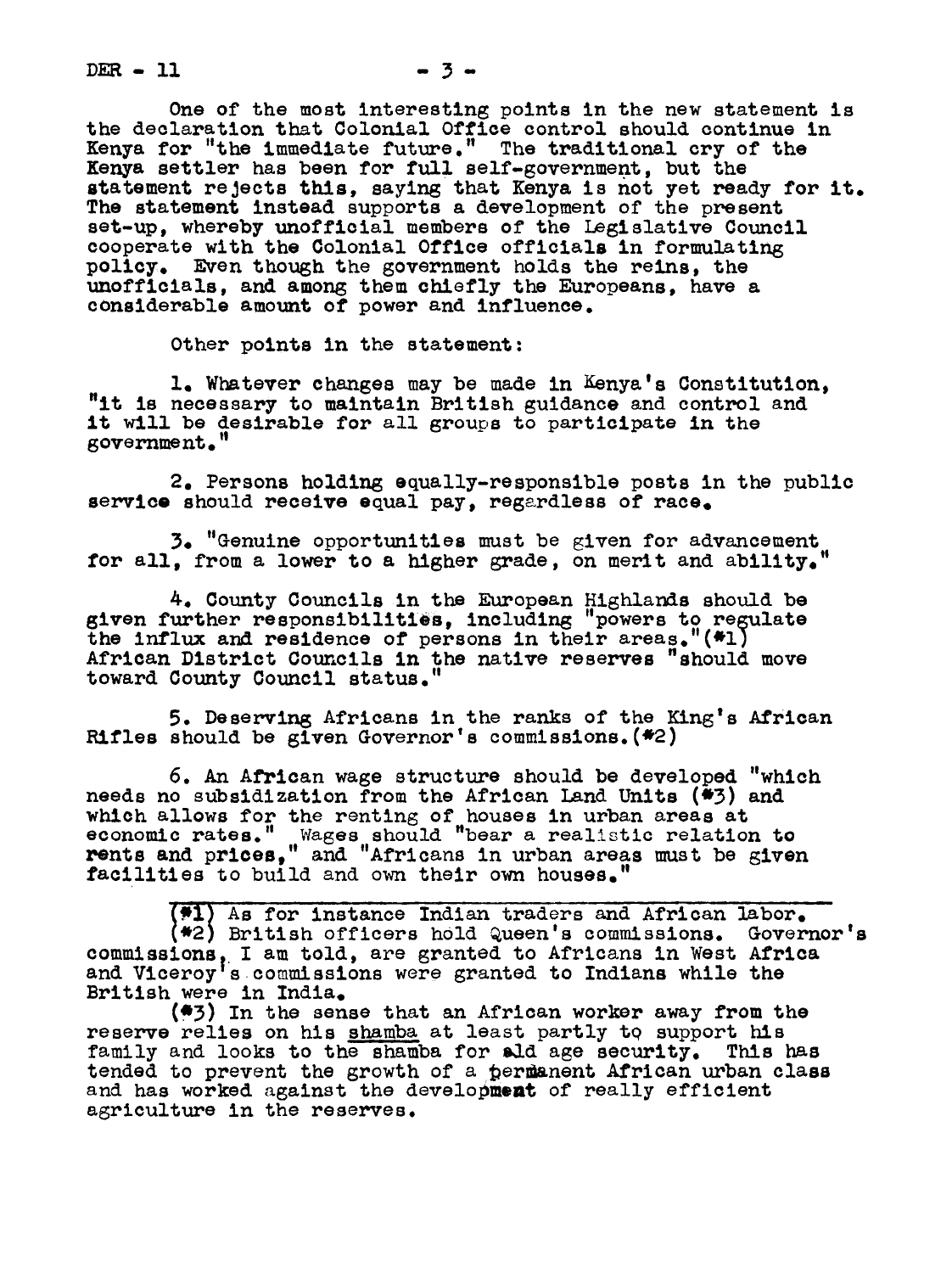One of the most interesting points in the new statement is the declaration that Colonial Office control should continue in Kenya for "the immediate future." The traditional cry of the Kenya settler has been for full self-government, but the statement rejects this, saying that Kenya is not yet ready for it. The statement instead supports a development of the present set-up, whereby unofficial members of the Legislative Council cooperate with the Colonial Office officials in formulating policy. Even though the government holds the reins, the unofficials, and among them chiefly the Europeans, have a considerable amount of power and influence.

Other points in the statement:

1. Whatever changes may be made in Kenya's Constitution, "it is necessary to maintain British guidance and control and it will be desirable for all groups to participate in the government."

2. Persons holding equally-responsible posts in the public service should receive equal pay, regardless of race.

3. "Genuine opportunities must be given for advancement for all, from a lower to a higher grade, on merit and ability."

4. County Councils in the European Highlands should be given further responsibilities, including "powers to regulate the influx and residence of persons in their areas."(#1) African District Councils in the native reserves "should move toward County Council status."

5. Deserving Africans in the ranks of the King's African Rifles should be given Governor's commissions.(#2)

6. An African wage structure should be developed "which needs no subsidization from the African Land Units (#3) and which allows for the renting of houses in urban areas at economic rates." Wages should "bear a realistic relation to rents and prices," and "Africans in urban areas must be given facilities to build and own their own houses."

---

(#1) As for instance Indian traders and African labor.

(#2) British officers hold Queen's commissions. Governor's commissions, I am told, are granted to Africans in West Africa and Viceroy's commissions were granted to Indians while the British were in India.

(#3) In the sense that an African worker away from the reserve relies on his <u>shamba</u> at least partly to support his family and looks to the shamba for old age security. This has tended to prevent the growth of a permanent African urban class and has worked against the development of really efficient agriculture in the reserves.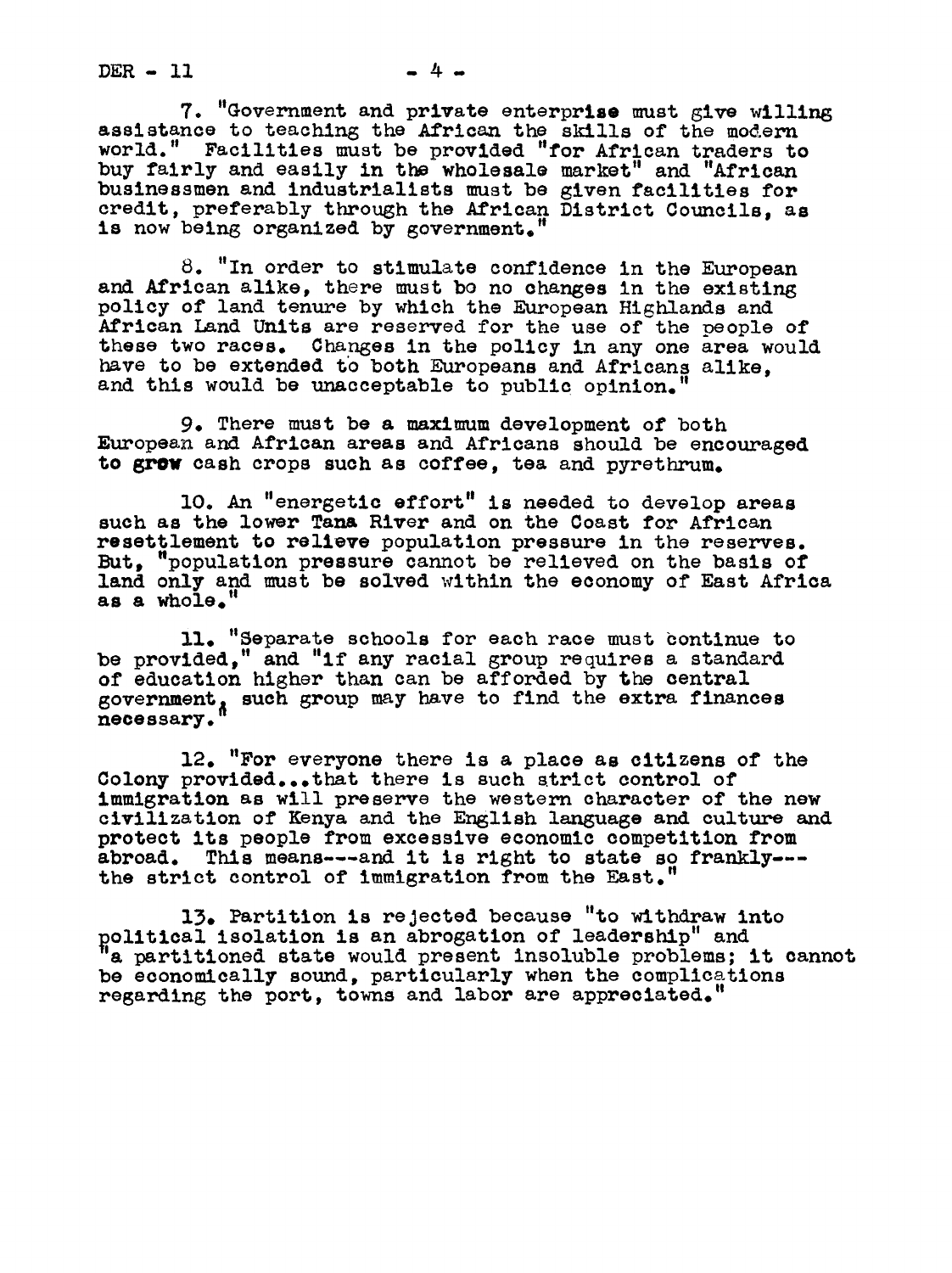7. "Government and private enterprise must give willing assistance to teaching the African the skills of the modern world." Facilities must be provided "for African traders to buy fairly and easily in the wholesale market" and "African businessmen and industrialists must be given facilities for credit, preferably through the African District Councils, as is now being organized by government."

8. "In order to stimulate confidence in the European and African alike, there must bo no changes in the existing policy of land tenure by which the European Highlands and African Land Units are reserved for the use of the people of these two races. Changes in the policy in any one area would have to be extended to both Europeans and Africans alike, and this would be unacceptable to public opinion."

9. There must be a maximum development of both European and African areas and Africans should be encouraged to grow cash crops such as coffee, tea and pyrethrum.

10. An "energetic effort" is needed to develop areas such as the lower Tana River and on the Coast for African resettlement to relieve population pressure in the reserves. But, "population pressure cannot be relieved on the basis of land only and must be solved within the economy of East Africa as a whole."

11. "Separate schools for each race must continue to be provided," and "if any racial group requires a standard of education higher than can be afforded by the central government, such group may have to find the extra finances necessary."

12. "For everyone there is a place as citizens of the Colony provided...that there is such strict control of immigration as will preserve the western character of the new civilization of Kenya and the English language and culture and protect its people from excessive economic competition from abroad. This means---and it is right to state so frankly---the strict control of immigration from the East."

13. Partition is rejected because "to withdraw into political isolation is an abrogation of leadership" and "a partitioned state would present insoluble problems; it cannot be economically sound, particularly when the complications regarding the port, towns and labor are appreciated."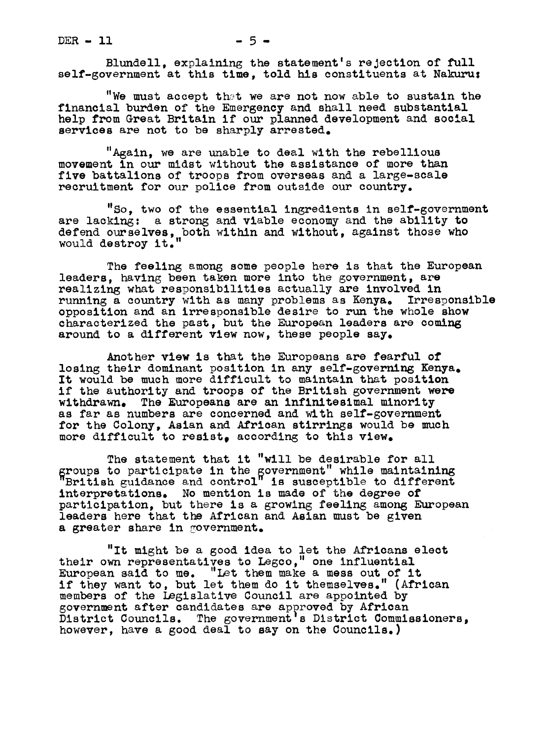Blundell, explaining the statement's rejection of full self-government at this time, told his constituents at Nakuru:

"We must accept that we are not now able to sustain the financial burden of the Emergency and shall need substantial help from Great Britain if our planned development and social services are not to be sharply arrested.

"Again, we are unable to deal with the rebellious movement in our midst without the assistance of more than five battalions of troops from overseas and a large-scale recruitment for our police from outside our country.

"So, two of the essential ingredients in self-government are lacking: a strong and viable economy and the ability to defend ourselves, both within and without, against those who would destroy it."

The feeling among some people here is that the European leaders, having been taken more into the government, are realizing what responsibilities actually are involved in running a country with as many problems as Kenya. Irresponsible opposition and an irresponsible desire to run the whole show characterized the past, but the European leaders are coming around to a different view now, these people say.

Another view is that the Europeans are fearful of losing their dominant position in any self-governing Kenya. It would be much more difficult to maintain that position if the authority and troops of the British government were withdrawn. The Europeans are an infinitesimal minority as far as numbers are concerned and with self-government for the Colony, Asian and African stirrings would be much more difficult to resist, according to this view.

The statement that it "will be desirable for all groups to participate in the government" while maintaining "British guidance and control" is susceptible to different interpretations. No mention is made of the degree of participation, but there is a growing feeling among European leaders here that the African and Asian must be given a greater share in government.

"It might be a good idea to let the Africans elect their own representatives to Legco," one influential European said to me. "Let them make a mess out of it if they want to, but let them do it themselves." (African members of the Legislative Council are appointed by government after candidates are approved by African District Councils. The government's District Commissioners, however, have a good deal to say on the Councils.)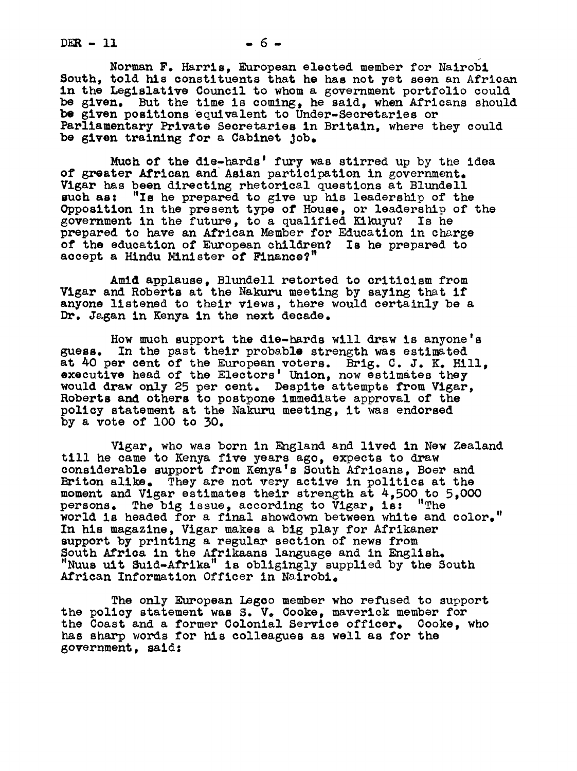Norman F. Harris, European elected member for Nairobi South, told his constituents that he has not yet seen an African in the Legislative Council to whom a government portfolio could be given. But the time is coming, he said, when Africans should be given positions equivalent to Under-Secretaries or Parliamentary Private Secretaries in Britain, where they could be given training for a Cabinet job.

Much of the die-hards' fury was stirred up by the idea of greater African and Asian participation in government. Vigar has been directing rhetorical questions at Blundell such as: "Is he prepared to give up his leadership of the Opposition in the present type of House, or leadership of the government in the future, to a qualified Kikuyu? Is he prepared to have an African Member for Education in charge of the education of European children? Is he prepared to accept a Hindu Minister of Finance?"

Amid applause, Blundell retorted to criticism from Vigar and Roberts at the Nakuru meeting by saying that if anyone listened to their views, there would certainly be a Dr. Jagan in Kenya in the next decade.

How much support the die-hards will draw is anyone's guess. In the past their probable strength was estimated at 40 per cent of the European voters. Brig. C. J. K. Hill, executive head of the Electors' Union, now estimates they would draw only 25 per cent. Despite attempts from Vigar, Roberts and others to postpone immediate approval of the policy statement at the Nakuru meeting, it was endorsed by a vote of 100 to 30.

Vigar, who was born in England and lived in New Zealand till he came to Kenya five years ago, expects to draw considerable support from Kenya's South Africans, Boer and Briton alike. They are not very active in politics at the moment and Vigar estimates their strength at 4,500 to 5,000 persons. The big issue, according to Vigar, is: "The world is headed for a final showdown between white and color." In his magazine, Vigar makes a big play for Afrikaner support by printing a regular section of news from South Africa in the Afrikaans language and in English. "Nuus uit Suid-Afrika" is obligingly supplied by the South African Information Officer in Nairobi.

The only European Legco member who refused to support the policy statement was S. V. Cooke, maverick member for the Coast and a former Colonial Service officer. Cooke, who has sharp words for his colleagues as well as for the government, said: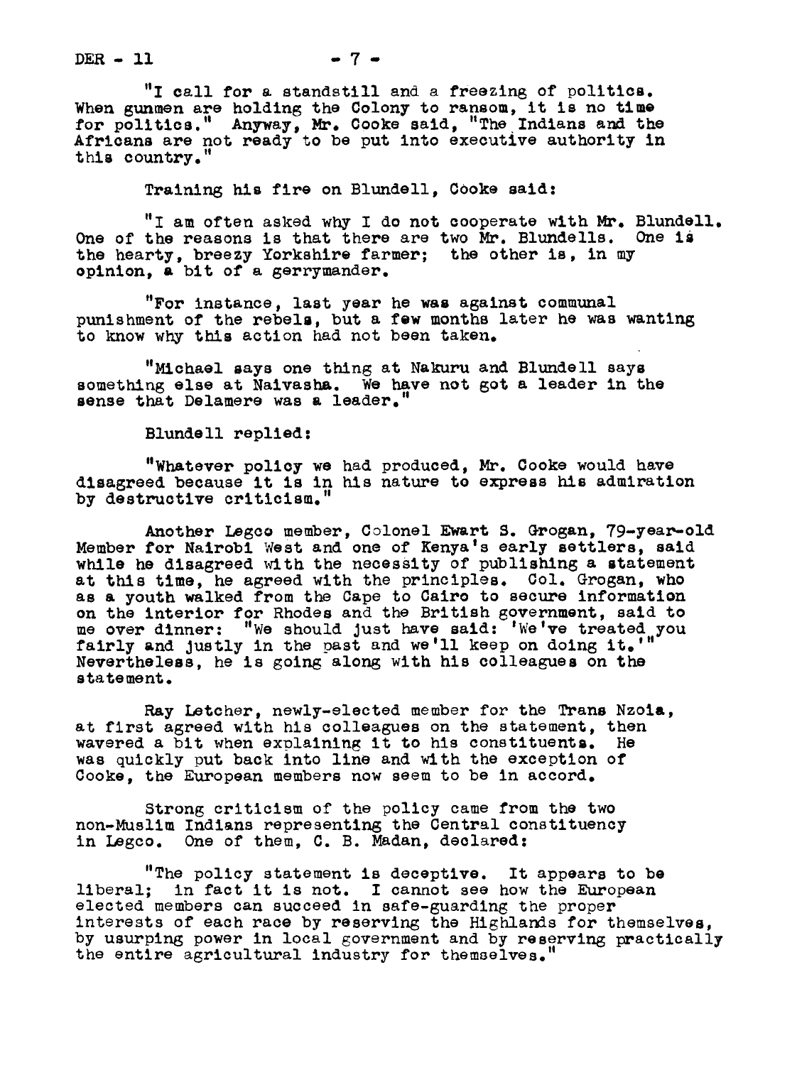"I call for a standstill and a freezing of politics. When gunmen are holding the Colony to ransom, it is no time for politics." Anyway, Mr. Cooke said, "The Indians and the Africans are not ready to be put into executive authority in this country."

Training his fire on Blundell, Cooke said:

"I am often asked why I do not cooperate with Mr. Blundell. One of the reasons is that there are two Mr. Blundells. One is the hearty, breezy Yorkshire farmer; the other is, in my opinion, a bit of a gerrymander.

"For instance, last year he was against communal punishment of the rebels, but a few months later he was wanting to know why this action had not been taken.

"Michael says one thing at Nakuru and Blundell says something else at Naivasha. We have not got a leader in the sense that Delamere was a leader."

Blundell replied:

"Whatever policy we had produced, Mr. Cooke would have disagreed because it is in his nature to express his admiration by destructive criticism."

Another Legco member, Colonel Ewart S. Grogan, 79-year-old Member for Nairobi West and one of Kenya's early settlers, said while he disagreed with the necessity of publishing a statement at this time, he agreed with the principles. Col. Grogan, who as a youth walked from the Cape to Cairo to secure information on the interior for Rhodes and the British government, said to me over dinner: "We should just have said: 'We've treated you fairly and justly in the past and we'll keep on doing it.'" Nevertheless, he is going along with his colleagues on the statement.

Ray Letcher, newly-elected member for the Trans Nzoia, at first agreed with his colleagues on the statement, then wavered a bit when explaining it to his constituents. He was quickly put back into line and with the exception of Cooke, the European members now seem to be in accord.

Strong criticism of the policy came from the two non-Muslim Indians representing the Central constituency in Legco. One of them, C. B. Madan, declared:

"The policy statement is deceptive. It appears to be liberal; in fact it is not. I cannot see how the European elected members can succeed in safe-guarding the proper interests of each race by reserving the Highlands for themselves, by usurping power in local government and by reserving practically the entire agricultural industry for themselves."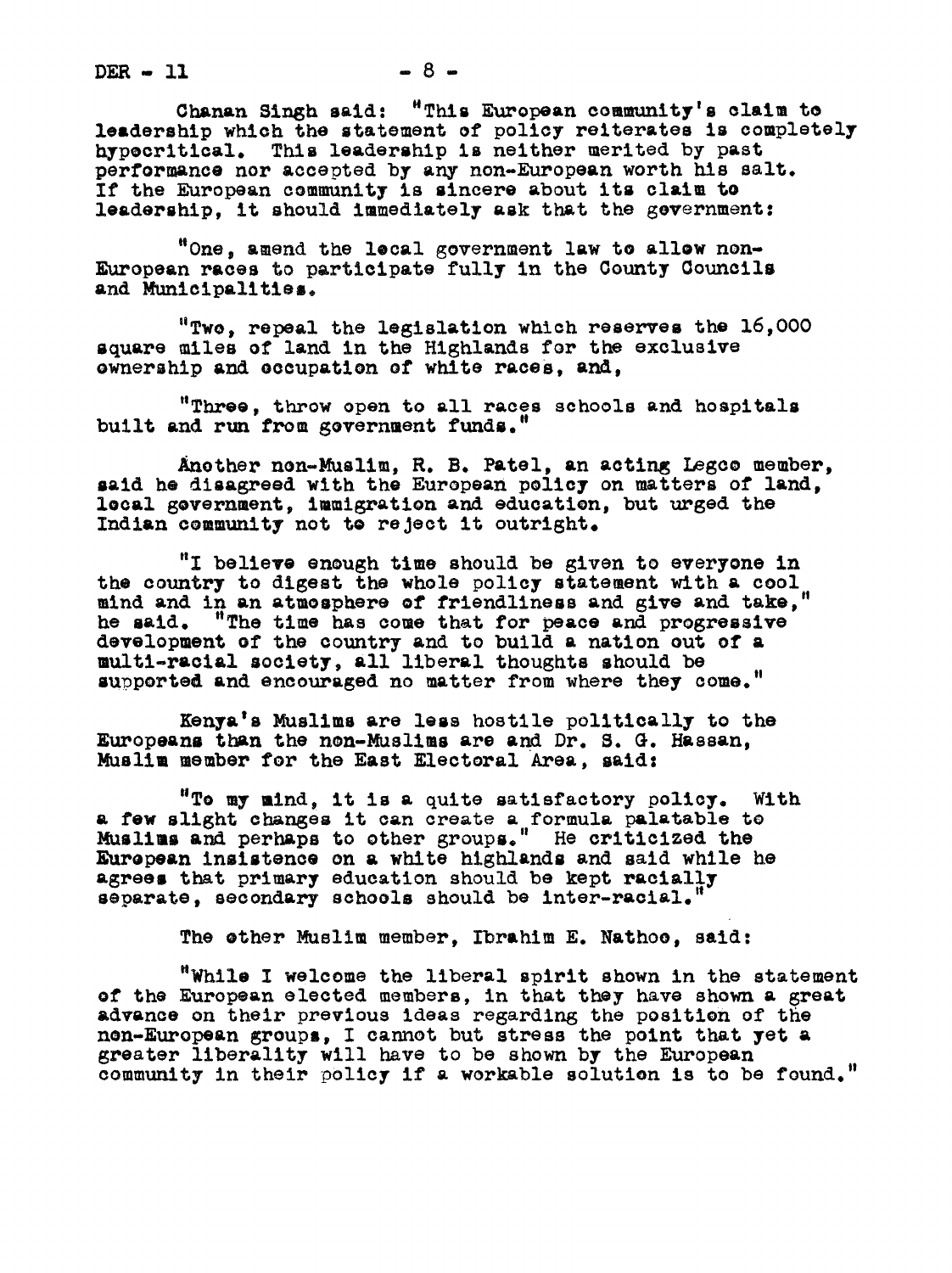Chanan Singh said: "This European community's claim to leadership which the statement of policy reiterates is completely hypocritical. This leadership is neither merited by past performance nor accepted by any non-European worth his salt. If the European community is sincere about its claim to leadership, it should immediately ask that the government:

"One, amend the local government law to allow non-European races to participate fully in the County Councils and Municipalities.

"Two, repeal the legislation which reserves the 16,000 square miles of land in the Highlands for the exclusive ownership and occupation of white races, and,

"Three, throw open to all races schools and hospitals built and run from government funds."

Another non-Muslim, R. B. Patel, an acting Legco member, said he disagreed with the European policy on matters of land, local government, immigration and education, but urged the Indian community not to reject it outright.

"I believe enough time should be given to everyone in the country to digest the whole policy statement with a cool mind and in an atmosphere of friendliness and give and take," he said. "The time has come that for peace and progressive development of the country and to build a nation out of a multi-racial society, all liberal thoughts should be supported and encouraged no matter from where they come."

Kenya's Muslims are less hostile politically to the Europeans than the non-Muslims are and Dr. S. G. Hassan, Muslim member for the East Electoral Area, said:

"To my mind, it is a quite satisfactory policy. With a few slight changes it can create a formula palatable to Muslims and perhaps to other groups." He criticized the European insistence on a white highlands and said while he agrees that primary education should be kept racially separate, secondary schools should be inter-racial."

The other Muslim member, Ibrahim E. Nathoo, said:

"While I welcome the liberal spirit shown in the statement of the European elected members, in that they have shown a great advance on their previous ideas regarding the position of the non-European groups, I cannot but stress the point that yet a greater liberality will have to be shown by the European community in their policy if a workable solution is to be found."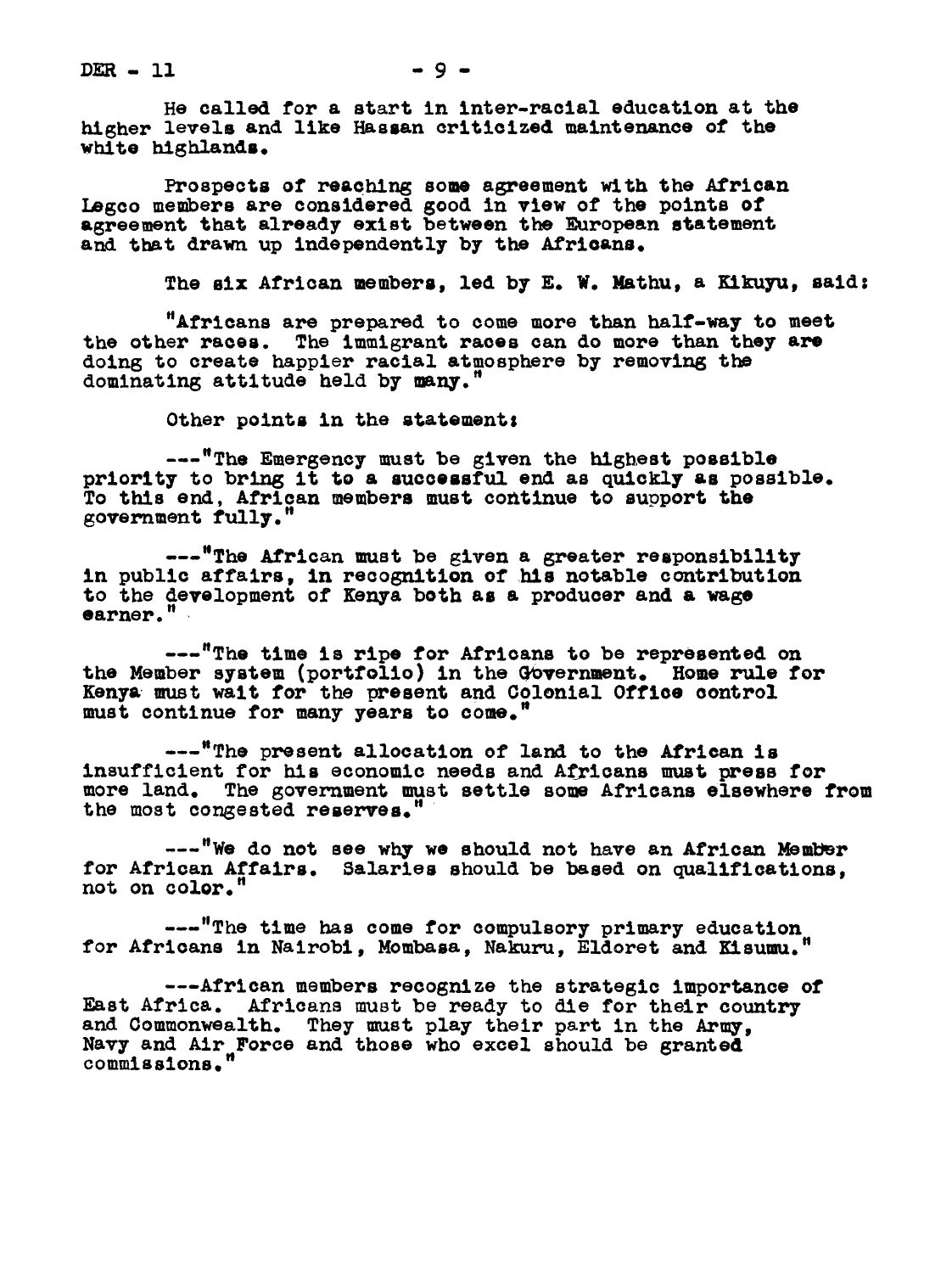He called for a start in inter-racial education at the higher levels and like Hassan criticized maintenance of the white highlands.

Prospects of reaching some agreement with the African Legco members are considered good in view of the points of agreement that already exist between the European statement and that drawn up independently by the Africans.

The six African members, led by E. W. Mathu, a Kikuyu, said:

"Africans are prepared to come more than half-way to meet the other races. The immigrant races can do more than they are doing to create happier racial atmosphere by removing the dominating attitude held by many."

Other points in the statement:

---"The Emergency must be given the highest possible priority to bring it to a successful end as quickly as possible. To this end, African members must continue to support the government fully."

---"The African must be given a greater responsibility in public affairs, in recognition of his notable contribution to the development of Kenya both as a producer and a wage earner."

---"The time is ripe for Africans to be represented on the Member system (portfolio) in the Government. Home rule for Kenya must wait for the present and Colonial Office control must continue for many years to come."

---"The present allocation of land to the African is insufficient for his economic needs and Africans must press for more land. The government must settle some Africans elsewhere from the most congested reserves."

---"We do not see why we should not have an African Member for African Affairs. Salaries should be based on qualifications, not on color."

---"The time has come for compulsory primary education for Africans in Nairobi, Mombasa, Nakuru, Eldoret and Kisumu."

---African members recognize the strategic importance of East Africa. Africans must be ready to die for their country and Commonwealth. They must play their part in the Army, Navy and Air Force and those who excel should be granted commissions."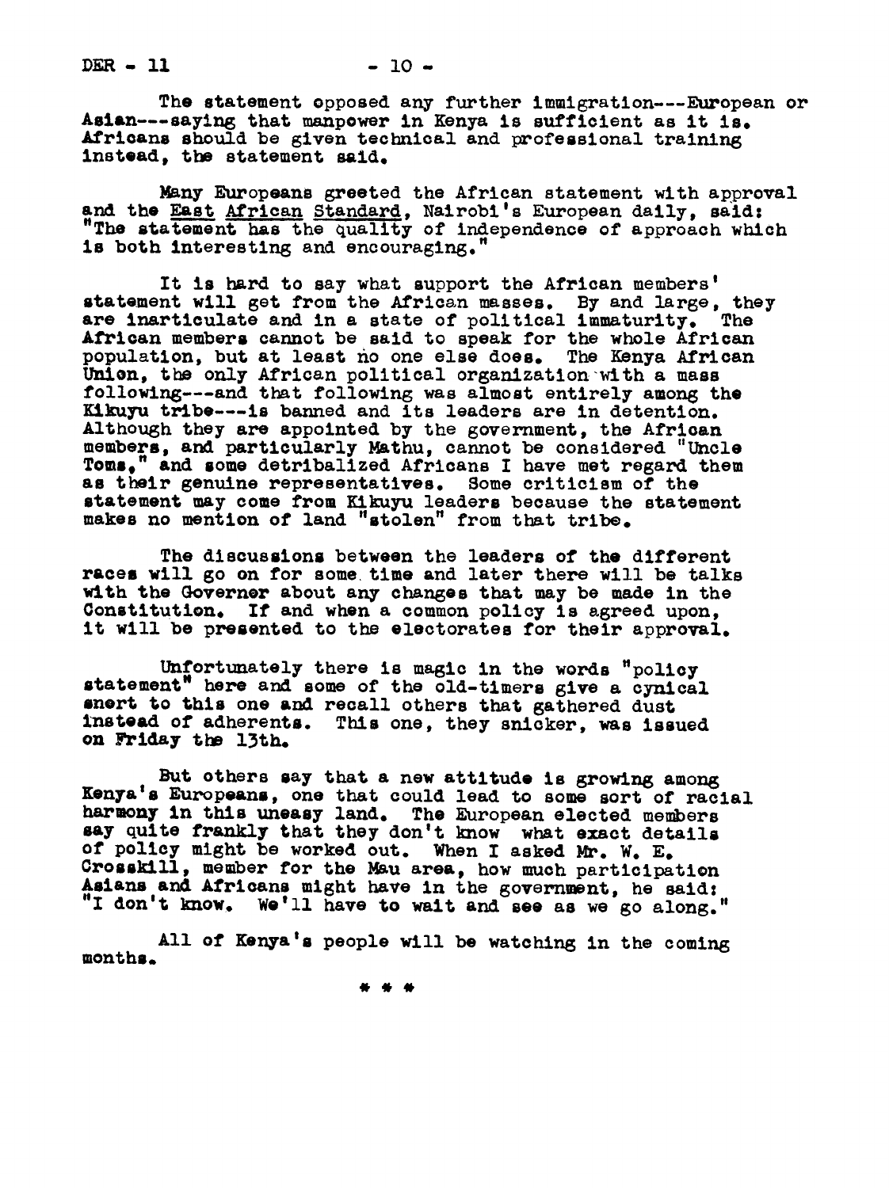The statement opposed any further immigration---European or Asian---saying that manpower in Kenya is sufficient as it is. Africans should be given technical and professional training instead, the statement said.

Many Europeans greeted the African statement with approval and the _East African Standard_, Nairobi's European daily, said: "The statement has the quality of independence of approach which is both interesting and encouraging."

It is hard to say what support the African members' statement will get from the African masses. By and large, they are inarticulate and in a state of political immaturity. The African members cannot be said to speak for the whole African population, but at least no one else does. The Kenya African Union, the only African political organization with a mass following---and that following was almost entirely among the Kikuyu tribe---is banned and its leaders are in detention. Although they are appointed by the government, the African members, and particularly Mathu, cannot be considered "Uncle Toms," and some detribalized Africans I have met regard them as their genuine representatives. Some criticism of the statement may come from Kikuyu leaders because the statement makes no mention of land "stolen" from that tribe.

The discussions between the leaders of the different races will go on for some time and later there will be talks with the Governor about any changes that may be made in the Constitution. If and when a common policy is agreed upon, it will be presented to the electorates for their approval.

Unfortunately there is magic in the words "policy statement" here and some of the old-timers give a cynical snort to this one and recall others that gathered dust instead of adherents. This one, they snicker, was issued on Friday the 13th.

But others say that a new attitude is growing among Kenya's Europeans, one that could lead to some sort of racial harmony in this uneasy land. The European elected members say quite frankly that they don't know what exact details of policy might be worked out. When I asked Mr. W. E. Crosskill, member for the Mau area, how much participation Asians and Africans might have in the government, he said: "I don't know. We'll have to wait and see as we go along."

All of Kenya's people will be watching in the coming months.

\* \* \*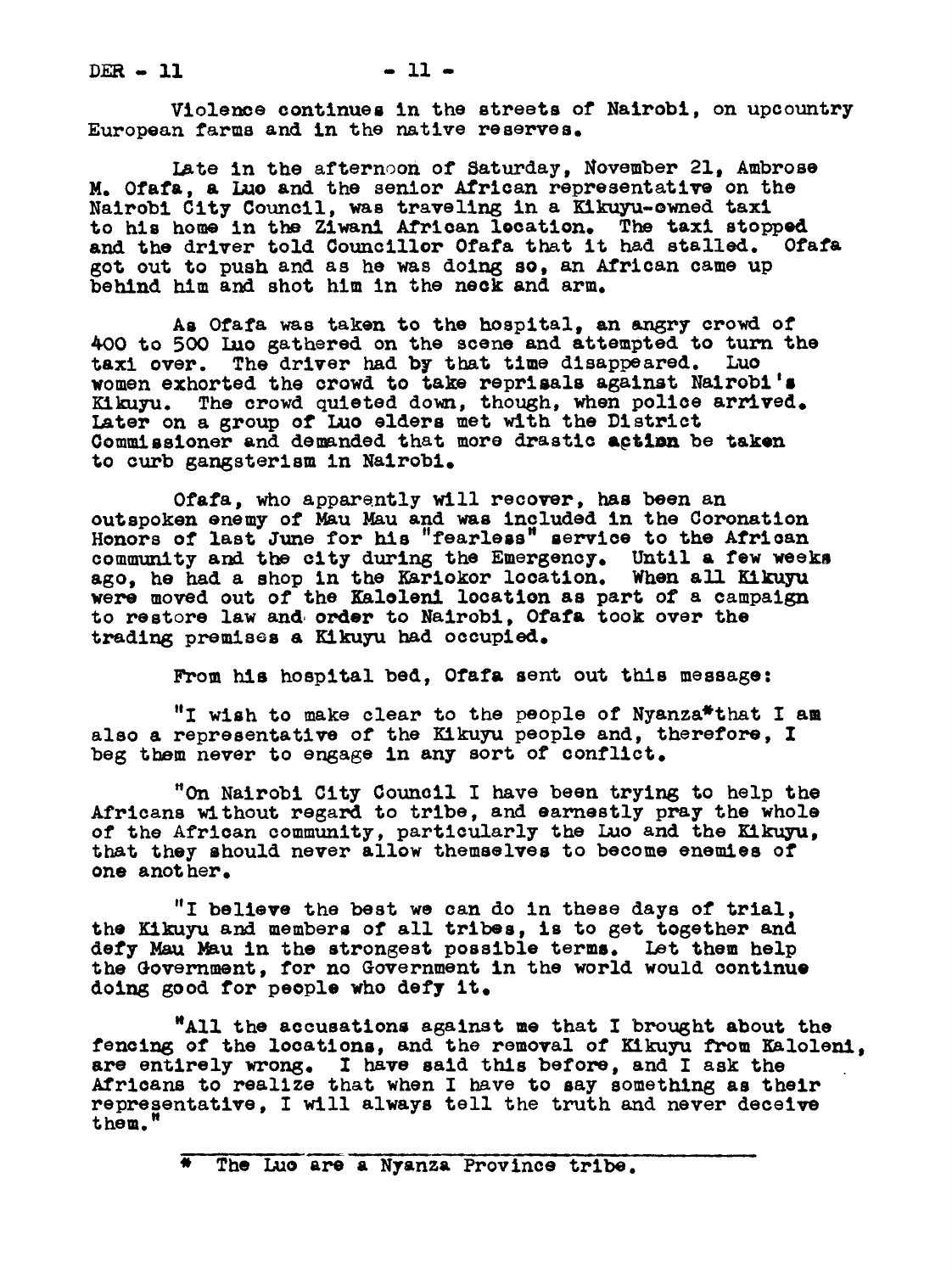Violence continues in the streets of Nairobi, on upcountry European farms and in the native reserves.

Late in the afternoon of Saturday, November 21, Ambrose M. Ofafa, a Luo and the senior African representative on the Nairobi City Council, was traveling in a Kikuyu-owned taxi to his home in the Ziwani African location. The taxi stopped and the driver told Councillor Ofafa that it had stalled. Ofafa got out to push and as he was doing so, an African came up behind him and shot him in the neck and arm.

As Ofafa was taken to the hospital, an angry crowd of 400 to 500 Luo gathered on the scene and attempted to turn the taxi over. The driver had by that time disappeared. Luo women exhorted the crowd to take reprisals against Nairobi's Kikuyu. The crowd quieted down, though, when police arrived. Later on a group of Luo elders met with the District Commissioner and demanded that more drastic action be taken to curb gangsterism in Nairobi.

Ofafa, who apparently will recover, has been an outspoken enemy of Mau Mau and was included in the Coronation Honors of last June for his "fearless" service to the African community and the city during the Emergency. Until a few weeks ago, he had a shop in the Kariokor location. When all Kikuyu were moved out of the Kaloleni location as part of a campaign to restore law and order to Nairobi, Ofafa took over the trading premises a Kikuyu had occupied.

From his hospital bed, Ofafa sent out this message:

"I wish to make clear to the people of Nyanza* that I am also a representative of the Kikuyu people and, therefore, I beg them never to engage in any sort of conflict.

"On Nairobi City Council I have been trying to help the Africans without regard to tribe, and earnestly pray the whole of the African community, particularly the Luo and the Kikuyu, that they should never allow themselves to become enemies of one another.

"I believe the best we can do in these days of trial, the Kikuyu and members of all tribes, is to get together and defy Mau Mau in the strongest possible terms. Let them help the Government, for no Government in the world would continue doing good for people who defy it.

"All the accusations against me that I brought about the fencing of the locations, and the removal of Kikuyu from Kaloleni, are entirely wrong. I have said this before, and I ask the Africans to realize that when I have to say something as their representative, I will always tell the truth and never deceive them."

---

* The Luo are a Nyanza Province tribe.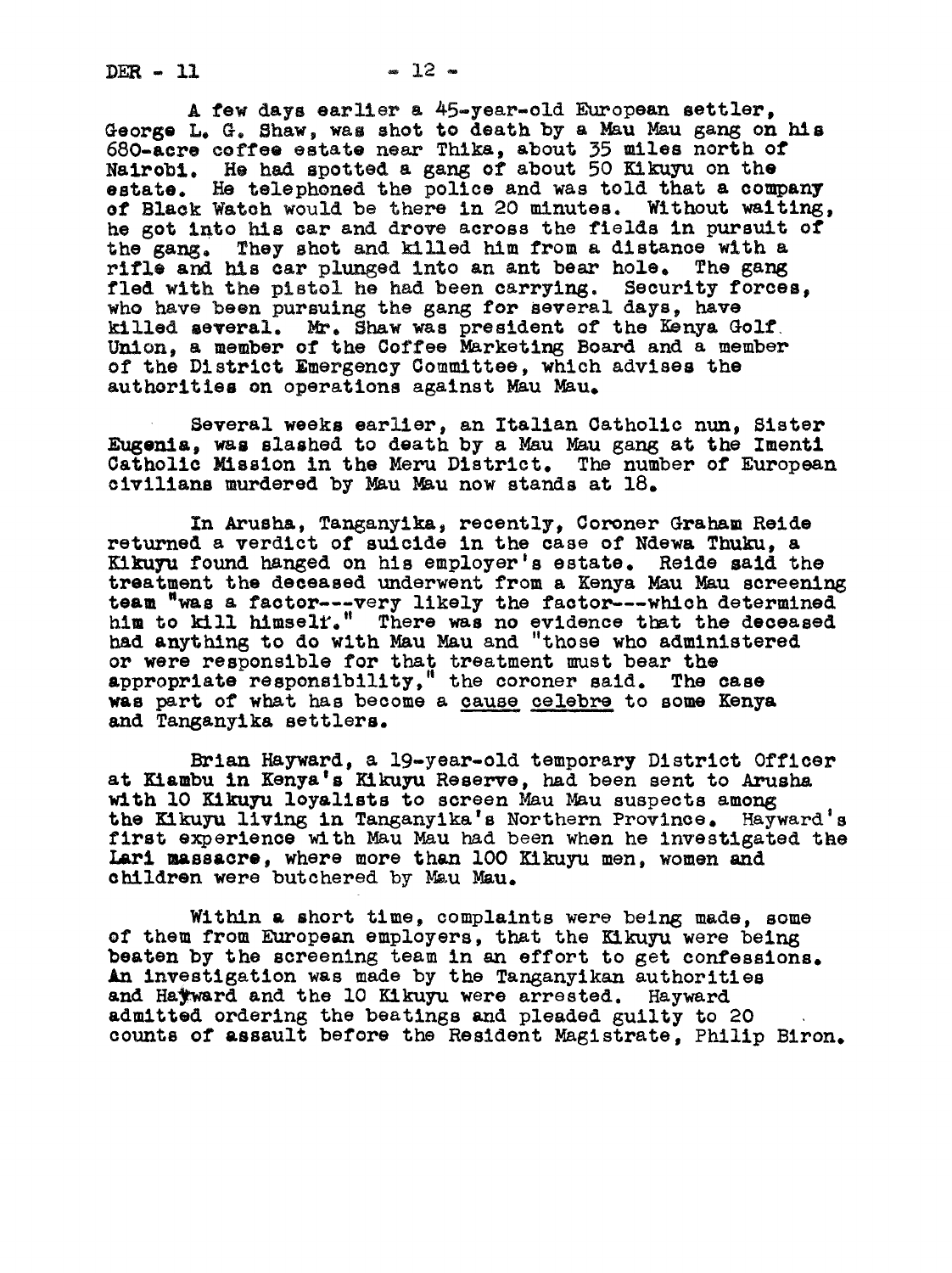A few days earlier a 45-year-old European settler, George L. G. Shaw, was shot to death by a Mau Mau gang on his 680-acre coffee estate near Thika, about 35 miles north of Nairobi. He had spotted a gang of about 50 Kikuyu on the estate. He telephoned the police and was told that a company of Black Watch would be there in 20 minutes. Without waiting, he got into his car and drove across the fields in pursuit of the gang. They shot and killed him from a distance with a rifle and his car plunged into an ant bear hole. The gang fled with the pistol he had been carrying. Security forces, who have been pursuing the gang for several days, have killed several. Mr. Shaw was president of the Kenya Golf Union, a member of the Coffee Marketing Board and a member of the District Emergency Committee, which advises the authorities on operations against Mau Mau.

Several weeks earlier, an Italian Catholic nun, Sister Eugenia, was slashed to death by a Mau Mau gang at the Imenti Catholic Mission in the Meru District. The number of European civilians murdered by Mau Mau now stands at 18.

In Arusha, Tanganyika, recently, Coroner Graham Reide returned a verdict of suicide in the case of Ndewa Thuku, a Kikuyu found hanged on his employer's estate. Reide said the treatment the deceased underwent from a Kenya Mau Mau screening team "was a factor---very likely the factor---which determined him to kill himself." There was no evidence that the deceased had anything to do with Mau Mau and "those who administered or were responsible for that treatment must bear the appropriate responsibility," the coroner said. The case was part of what has become a cause celebre to some Kenya and Tanganyika settlers.

Brian Hayward, a 19-year-old temporary District Officer at Kiambu in Kenya's Kikuyu Reserve, had been sent to Arusha with 10 Kikuyu loyalists to screen Mau Mau suspects among the Kikuyu living in Tanganyika's Northern Province. Hayward's first experience with Mau Mau had been when he investigated the Lari massacre, where more than 100 Kikuyu men, women and children were butchered by Mau Mau.

Within a short time, complaints were being made, some of them from European employers, that the Kikuyu were being beaten by the screening team in an effort to get confessions. An investigation was made by the Tanganyikan authorities and Hayward and the 10 Kikuyu were arrested. Hayward admitted ordering the beatings and pleaded guilty to 20 counts of assault before the Resident Magistrate, Philip Biron.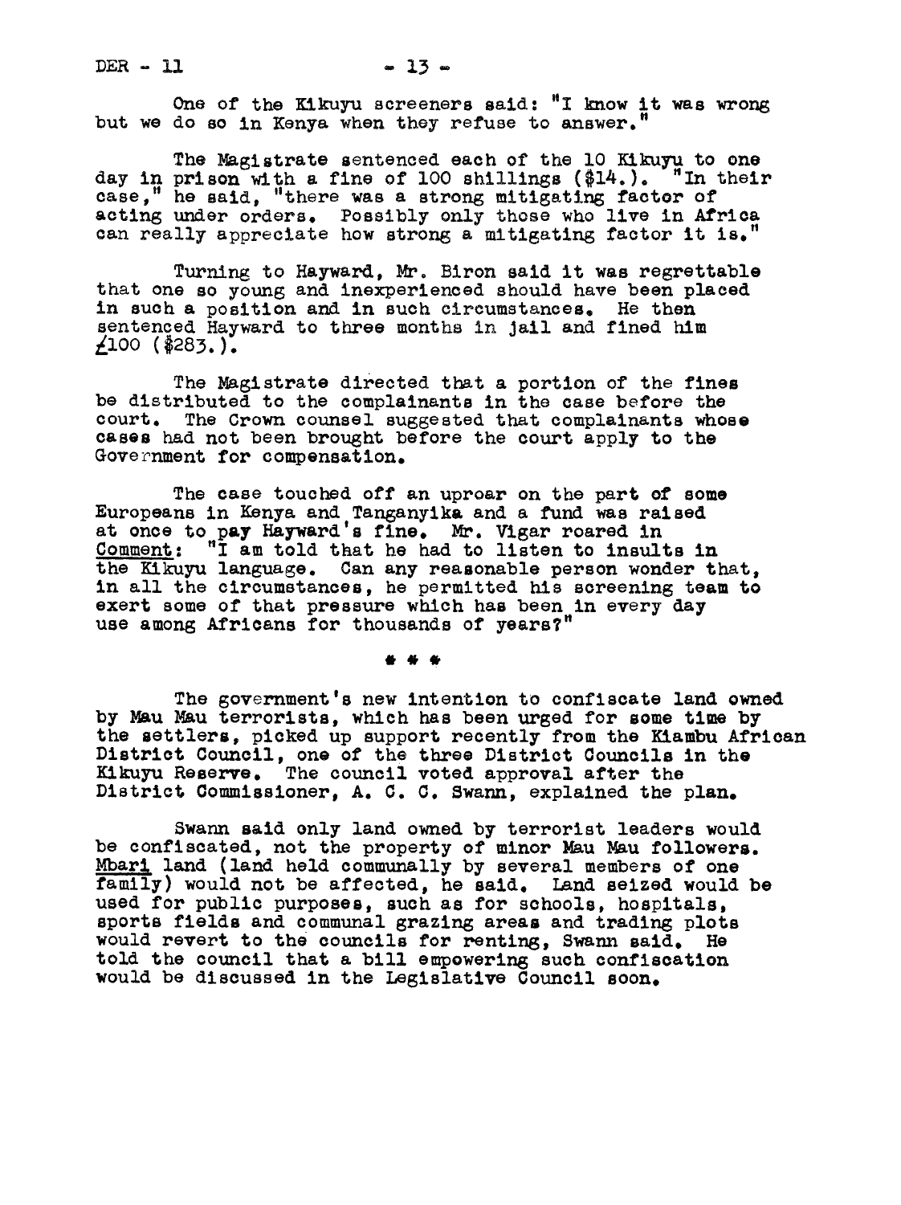One of the Kikuyu screeners said: "I know it was wrong but we do so in Kenya when they refuse to answer."

The Magistrate sentenced each of the 10 Kikuyu to one day in prison with a fine of 100 shillings ($14.). "In their case," he said, "there was a strong mitigating factor of acting under orders. Possibly only those who live in Africa can really appreciate how strong a mitigating factor it is."

Turning to Hayward, Mr. Biron said it was regrettable that one so young and inexperienced should have been placed in such a position and in such circumstances. He then sentenced Hayward to three months in jail and fined him £100 ($283.).

The Magistrate directed that a portion of the fines be distributed to the complainants in the case before the court. The Crown counsel suggested that complainants whose cases had not been brought before the court apply to the Government for compensation.

The case touched off an uproar on the part of some Europeans in Kenya and Tanganyika and a fund was raised at once to pay Hayward's fine. Mr. Vigar roared in Comment: "I am told that he had to listen to insults in the Kikuyu language. Can any reasonable person wonder that, in all the circumstances, he permitted his screening team to exert some of that pressure which has been in every day use among Africans for thousands of years?"

\* \* \*

The government's new intention to confiscate land owned by Mau Mau terrorists, which has been urged for some time by the settlers, picked up support recently from the Kiambu African District Council, one of the three District Councils in the Kikuyu Reserve. The council voted approval after the District Commissioner, A. C. C. Swann, explained the plan.

Swann said only land owned by terrorist leaders would be confiscated, not the property of minor Mau Mau followers. Mbari land (land held communally by several members of one family) would not be affected, he said. Land seized would be used for public purposes, such as for schools, hospitals, sports fields and communal grazing areas and trading plots would revert to the councils for renting, Swann said. He told the council that a bill empowering such confiscation would be discussed in the Legislative Council soon.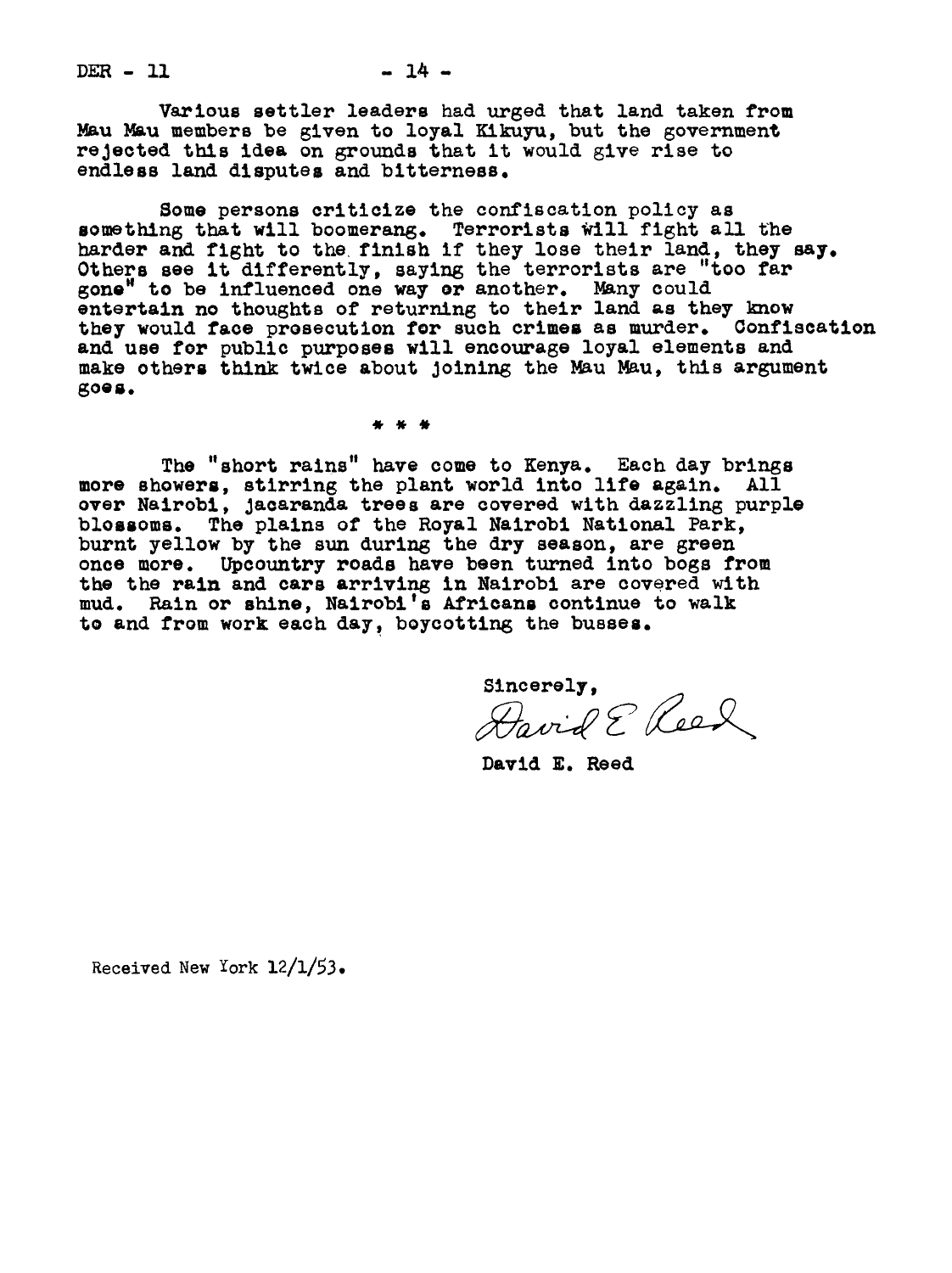Various settler leaders had urged that land taken from Mau Mau members be given to loyal Kikuyu, but the government rejected this idea on grounds that it would give rise to endless land disputes and bitterness.

Some persons criticize the confiscation policy as something that will boomerang. Terrorists will fight all the harder and fight to the finish if they lose their land, they say. Others see it differently, saying the terrorists are "too far gone" to be influenced one way or another. Many could entertain no thoughts of returning to their land as they know they would face prosecution for such crimes as murder. Confiscation and use for public purposes will encourage loyal elements and make others think twice about joining the Mau Mau, this argument goes.

\* \* \*

The "short rains" have come to Kenya. Each day brings more showers, stirring the plant world into life again. All over Nairobi, jacaranda trees are covered with dazzling purple blossoms. The plains of the Royal Nairobi National Park, burnt yellow by the sun during the dry season, are green once more. Upcountry roads have been turned into bogs from the the rain and cars arriving in Nairobi are covered with mud. Rain or shine, Nairobi's Africans continue to walk to and from work each day, boycotting the busses.

Sincerely,

David E. Reed

David E. Reed

Received New York 12/1/53.